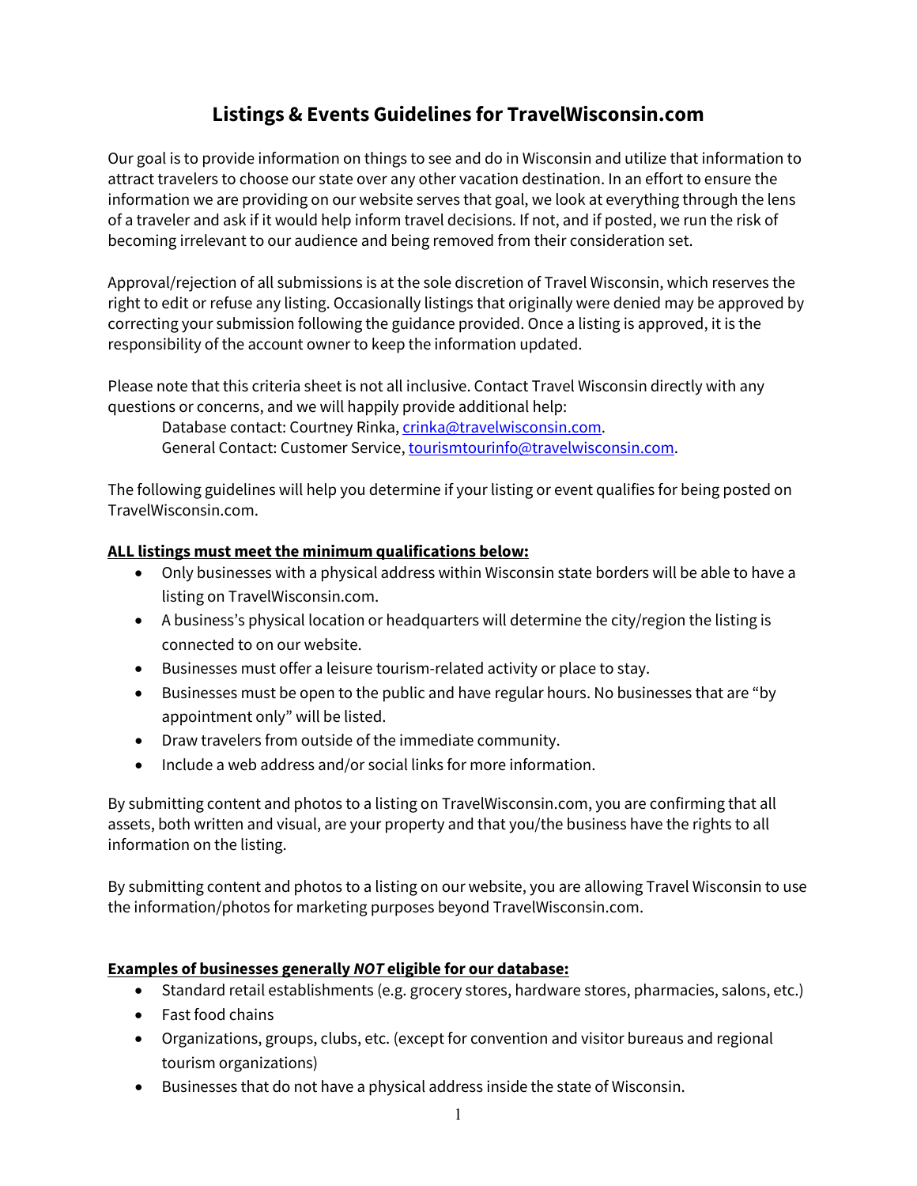# Listings & Events Guidelines for TravelWisconsin.com

Our goal is to provide information on things to see and do in Wisconsin and utilize that information to attract travelers to choose our state over any other vacation destination. In an effort to ensure the information we are providing on our website serves that goal, we look at everything through the lens of a traveler and ask if it would help inform travel decisions. If not, and if posted, we run the risk of becoming irrelevant to our audience and being removed from their consideration set.

Approval/rejection of all submissions is at the sole discretion of Travel Wisconsin, which reserves the right to edit or refuse any listing. Occasionally listings that originally were denied may be approved by correcting your submission following the guidance provided. Once a listing is approved, it is the responsibility of the account owner to keep the information updated.

Please note that this criteria sheet is not all inclusive. Contact Travel Wisconsin directly with any questions or concerns, and we will happily provide additional help:

Database contact: Courtney Rinka, [crinka@travelwisconsin.com](mailto:crinka@travelwisconsin.com).
General Contact: Customer Service, [tourismtourinfo@travelwisconsin.com](mailto:tourismtourinfo@travelwisconsin.com).

The following guidelines will help you determine if your listing or event qualifies for being posted on TravelWisconsin.com.

**ALL listings must meet the minimum qualifications below:**

- Only businesses with a physical address within Wisconsin state borders will be able to have a listing on TravelWisconsin.com.
- A business's physical location or headquarters will determine the city/region the listing is connected to on our website.
- Businesses must offer a leisure tourism-related activity or place to stay.
- Businesses must be open to the public and have regular hours. No businesses that are "by appointment only" will be listed.
- Draw travelers from outside of the immediate community.
- Include a web address and/or social links for more information.

By submitting content and photos to a listing on TravelWisconsin.com, you are confirming that all assets, both written and visual, are your property and that you/the business have the rights to all information on the listing.

By submitting content and photos to a listing on our website, you are allowing Travel Wisconsin to use the information/photos for marketing purposes beyond TravelWisconsin.com.

**Examples of businesses generally *NOT* eligible for our database:**

- Standard retail establishments (e.g. grocery stores, hardware stores, pharmacies, salons, etc.)
- Fast food chains
- Organizations, groups, clubs, etc. (except for convention and visitor bureaus and regional tourism organizations)
- Businesses that do not have a physical address inside the state of Wisconsin.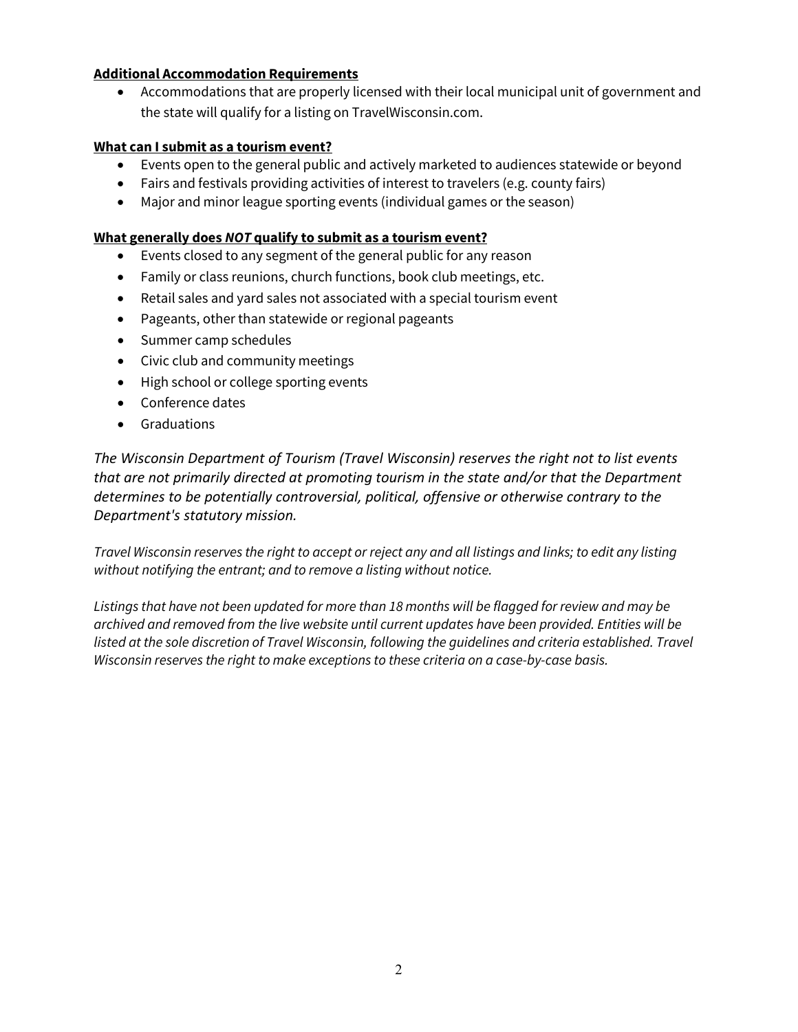**Additional Accommodation Requirements**

- Accommodations that are properly licensed with their local municipal unit of government and the state will qualify for a listing on TravelWisconsin.com.

**What can I submit as a tourism event?**

- Events open to the general public and actively marketed to audiences statewide or beyond
- Fairs and festivals providing activities of interest to travelers (e.g. county fairs)
- Major and minor league sporting events (individual games or the season)

**What generally does *NOT* qualify to submit as a tourism event?**

- Events closed to any segment of the general public for any reason
- Family or class reunions, church functions, book club meetings, etc.
- Retail sales and yard sales not associated with a special tourism event
- Pageants, other than statewide or regional pageants
- Summer camp schedules
- Civic club and community meetings
- High school or college sporting events
- Conference dates
- Graduations

*The Wisconsin Department of Tourism (Travel Wisconsin) reserves the right not to list events that are not primarily directed at promoting tourism in the state and/or that the Department determines to be potentially controversial, political, offensive or otherwise contrary to the Department's statutory mission.*

*Travel Wisconsin reserves the right to accept or reject any and all listings and links; to edit any listing without notifying the entrant; and to remove a listing without notice.*

*Listings that have not been updated for more than 18 months will be flagged for review and may be archived and removed from the live website until current updates have been provided. Entities will be listed at the sole discretion of Travel Wisconsin, following the guidelines and criteria established. Travel Wisconsin reserves the right to make exceptions to these criteria on a case-by-case basis.*